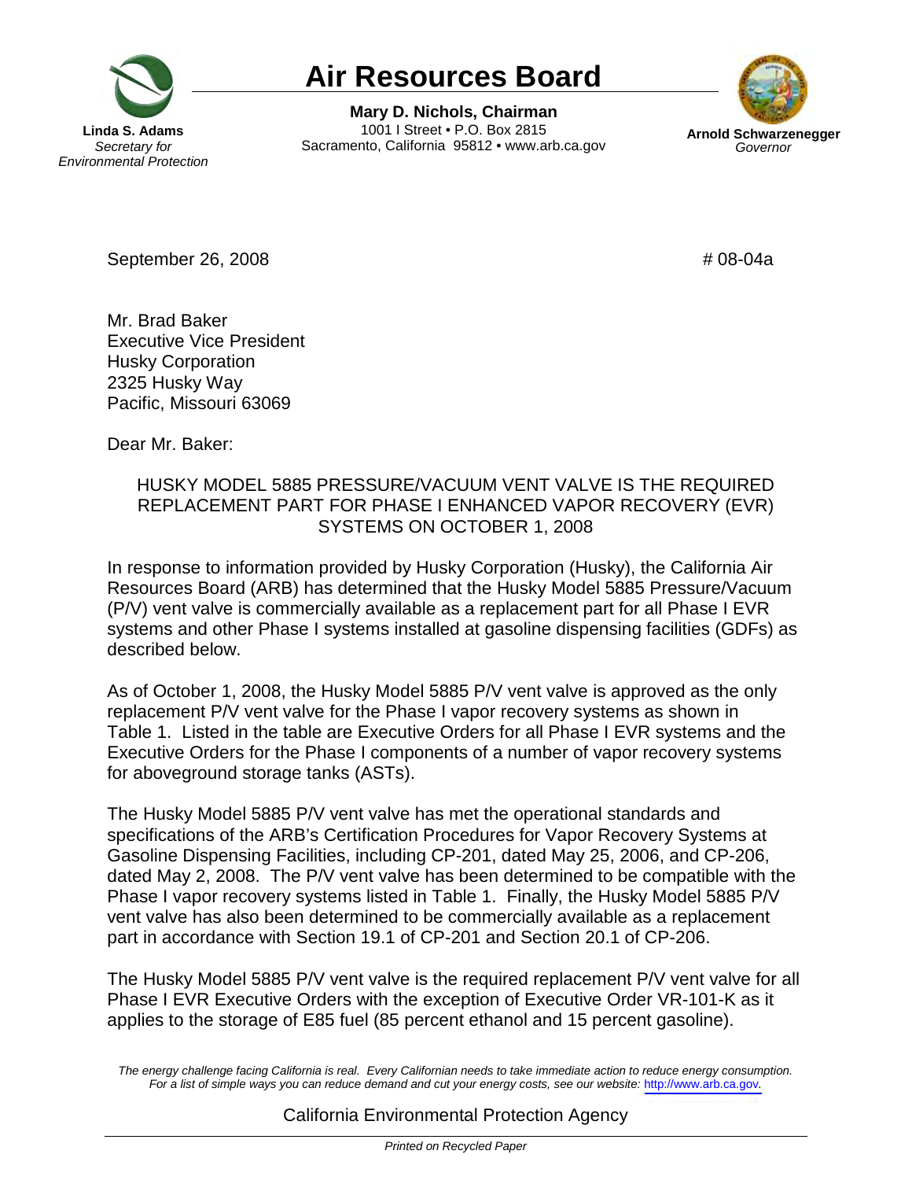# Air Resources Board

**Linda S. Adams**
*Secretary for Environmental Protection*

**Mary D. Nichols, Chairman**
1001 I Street • P.O. Box 2815
Sacramento, California 95812 • www.arb.ca.gov

**Arnold Schwarzenegger**
*Governor*

September 26, 2008 # 08-04a

Mr. Brad Baker
Executive Vice President
Husky Corporation
2325 Husky Way
Pacific, Missouri 63069

Dear Mr. Baker:

HUSKY MODEL 5885 PRESSURE/VACUUM VENT VALVE IS THE REQUIRED REPLACEMENT PART FOR PHASE I ENHANCED VAPOR RECOVERY (EVR) SYSTEMS ON OCTOBER 1, 2008

In response to information provided by Husky Corporation (Husky), the California Air Resources Board (ARB) has determined that the Husky Model 5885 Pressure/Vacuum (P/V) vent valve is commercially available as a replacement part for all Phase I EVR systems and other Phase I systems installed at gasoline dispensing facilities (GDFs) as described below.

As of October 1, 2008, the Husky Model 5885 P/V vent valve is approved as the only replacement P/V vent valve for the Phase I vapor recovery systems as shown in Table 1. Listed in the table are Executive Orders for all Phase I EVR systems and the Executive Orders for the Phase I components of a number of vapor recovery systems for aboveground storage tanks (ASTs).

The Husky Model 5885 P/V vent valve has met the operational standards and specifications of the ARB's Certification Procedures for Vapor Recovery Systems at Gasoline Dispensing Facilities, including CP-201, dated May 25, 2006, and CP-206, dated May 2, 2008. The P/V vent valve has been determined to be compatible with the Phase I vapor recovery systems listed in Table 1. Finally, the Husky Model 5885 P/V vent valve has also been determined to be commercially available as a replacement part in accordance with Section 19.1 of CP-201 and Section 20.1 of CP-206.

The Husky Model 5885 P/V vent valve is the required replacement P/V vent valve for all Phase I EVR Executive Orders with the exception of Executive Order VR-101-K as it applies to the storage of E85 fuel (85 percent ethanol and 15 percent gasoline).

*The energy challenge facing California is real. Every Californian needs to take immediate action to reduce energy consumption. For a list of simple ways you can reduce demand and cut your energy costs, see our website: http://www.arb.ca.gov.*

California Environmental Protection Agency

*Printed on Recycled Paper*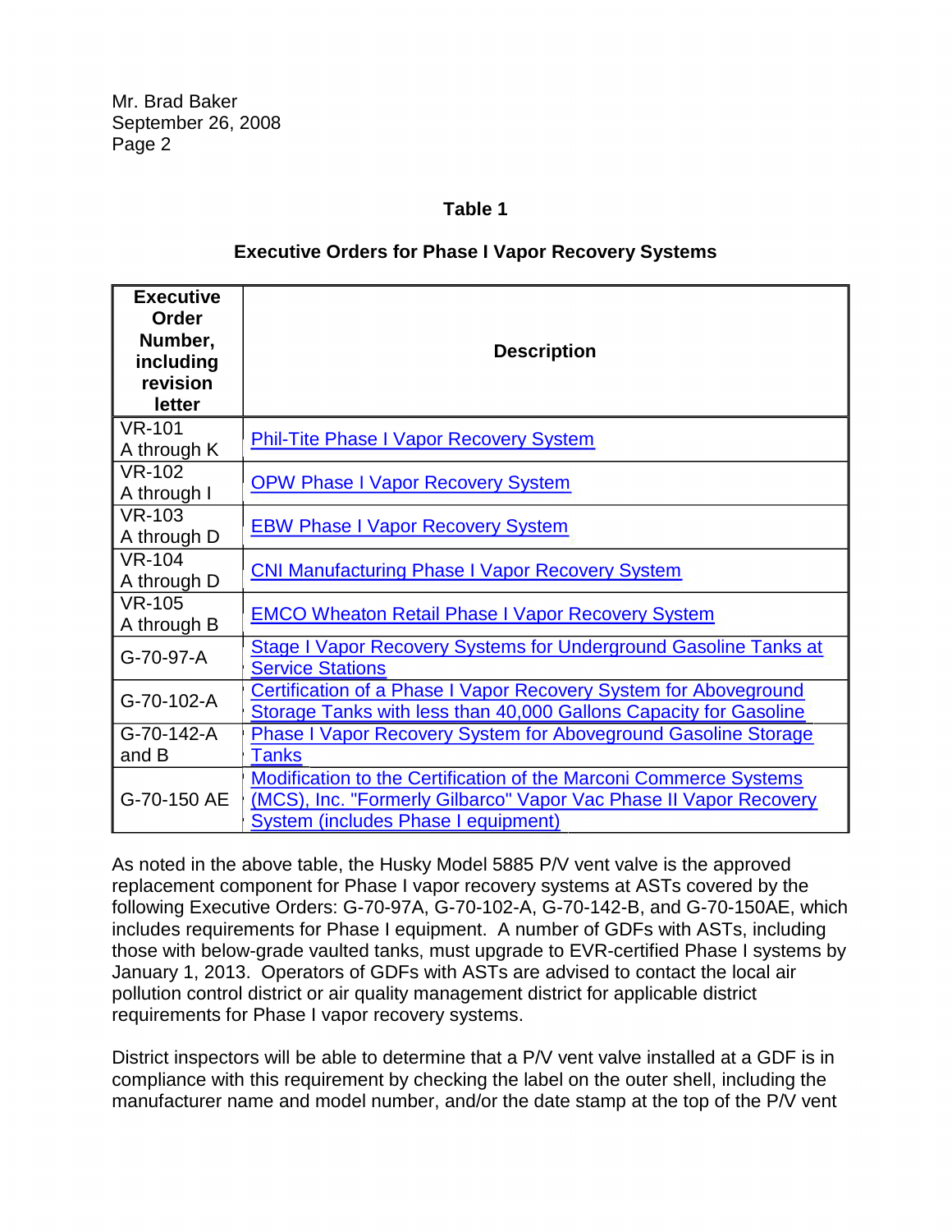Mr. Brad Baker
September 26, 2008

**Table 1**

**Executive Orders for Phase I Vapor Recovery Systems**

| Executive Order Number, including revision letter | Description |
|---|---|
| VR-101 A through K | Phil-Tite Phase I Vapor Recovery System |
| VR-102 A through I | OPW Phase I Vapor Recovery System |
| VR-103 A through D | EBW Phase I Vapor Recovery System |
| VR-104 A through D | CNI Manufacturing Phase I Vapor Recovery System |
| VR-105 A through B | EMCO Wheaton Retail Phase I Vapor Recovery System |
| G-70-97-A | Stage I Vapor Recovery Systems for Underground Gasoline Tanks at Service Stations |
| G-70-102-A | Certification of a Phase I Vapor Recovery System for Aboveground Storage Tanks with less than 40,000 Gallons Capacity for Gasoline |
| G-70-142-A and B | Phase I Vapor Recovery System for Aboveground Gasoline Storage Tanks |
| G-70-150 AE | Modification to the Certification of the Marconi Commerce Systems (MCS), Inc. "Formerly Gilbarco" Vapor Vac Phase II Vapor Recovery System (includes Phase I equipment) |

As noted in the above table, the Husky Model 5885 P/V vent valve is the approved replacement component for Phase I vapor recovery systems at ASTs covered by the following Executive Orders: G-70-97A, G-70-102-A, G-70-142-B, and G-70-150AE, which includes requirements for Phase I equipment. A number of GDFs with ASTs, including those with below-grade vaulted tanks, must upgrade to EVR-certified Phase I systems by January 1, 2013. Operators of GDFs with ASTs are advised to contact the local air pollution control district or air quality management district for applicable district requirements for Phase I vapor recovery systems.

District inspectors will be able to determine that a P/V vent valve installed at a GDF is in compliance with this requirement by checking the label on the outer shell, including the manufacturer name and model number, and/or the date stamp at the top of the P/V vent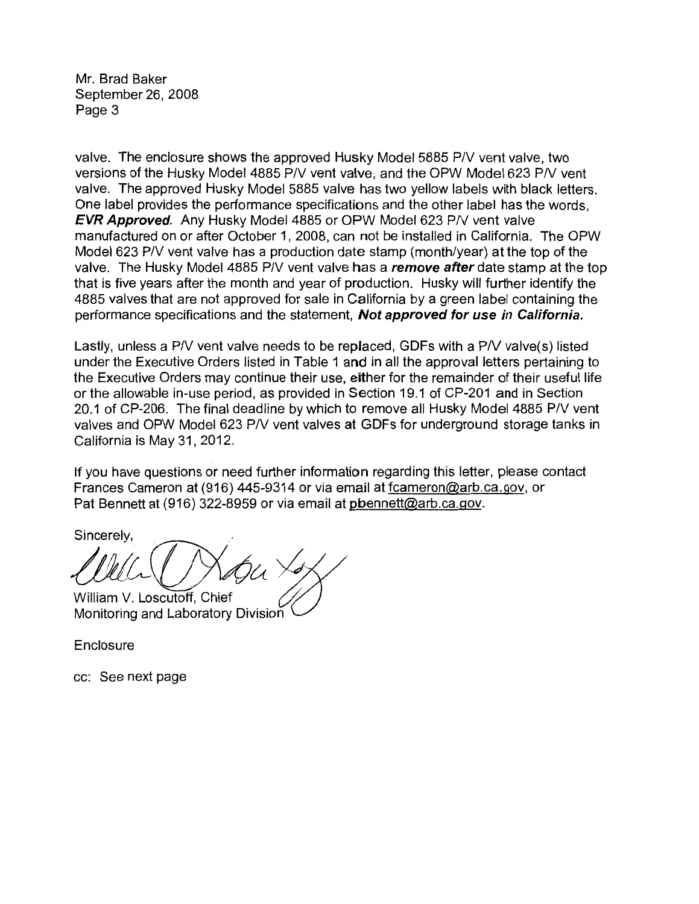valve. The enclosure shows the approved Husky Model 5885 P/V vent valve, two versions of the Husky Model 4885 P/V vent valve, and the OPW Model 623 P/V vent valve. The approved Husky Model 5885 valve has two yellow labels with black letters. One label provides the performance specifications and the other label has the words, ***EVR Approved.*** Any Husky Model 4885 or OPW Model 623 P/V vent valve manufactured on or after October 1, 2008, can not be installed in California. The OPW Model 623 P/V vent valve has a production date stamp (month/year) at the top of the valve. The Husky Model 4885 P/V vent valve has a ***remove after*** date stamp at the top that is five years after the month and year of production. Husky will further identify the 4885 valves that are not approved for sale in California by a green label containing the performance specifications and the statement, ***Not approved for use in California.***

Lastly, unless a P/V vent valve needs to be replaced, GDFs with a P/V valve(s) listed under the Executive Orders listed in Table 1 and in all the approval letters pertaining to the Executive Orders may continue their use, either for the remainder of their useful life or the allowable in-use period, as provided in Section 19.1 of CP-201 and in Section 20.1 of CP-206. The final deadline by which to remove all Husky Model 4885 P/V vent valves and OPW Model 623 P/V vent valves at GDFs for underground storage tanks in California is May 31, 2012.

If you have questions or need further information regarding this letter, please contact Frances Cameron at (916) 445-9314 or via email at fcameron@arb.ca.gov, or Pat Bennett at (916) 322-8959 or via email at pbennett@arb.ca.gov.

Sincerely,

William V. Loscutoff, Chief
Monitoring and Laboratory Division

Enclosure

cc: See next page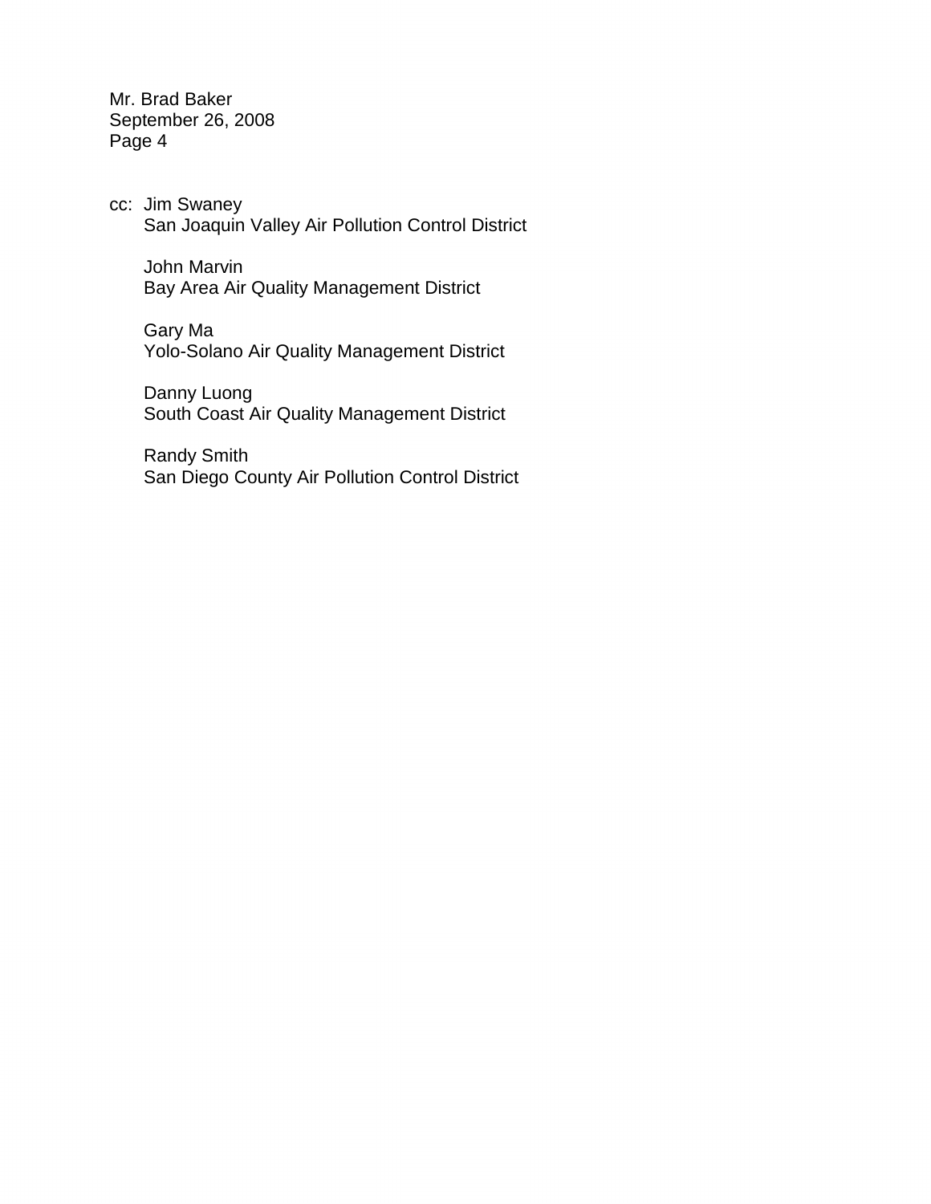cc: Jim Swaney
San Joaquin Valley Air Pollution Control District

John Marvin
Bay Area Air Quality Management District

Gary Ma
Yolo-Solano Air Quality Management District

Danny Luong
South Coast Air Quality Management District

Randy Smith
San Diego County Air Pollution Control District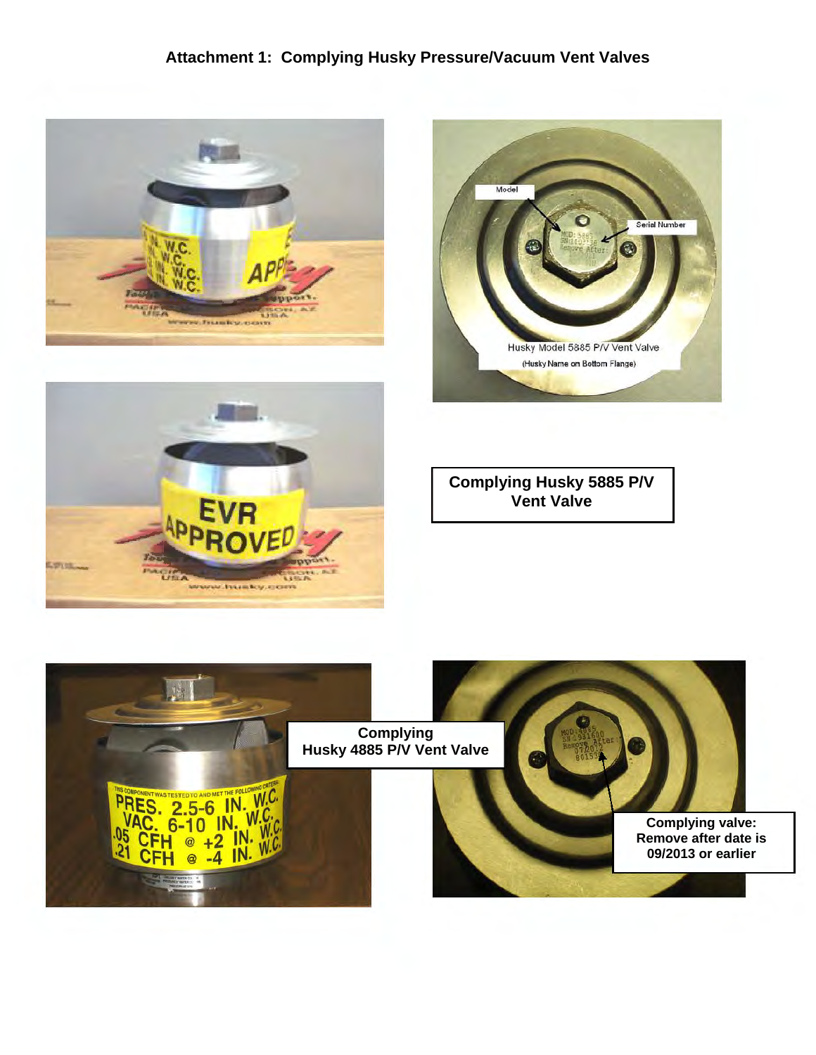# Attachment 1: Complying Husky Pressure/Vacuum Vent Valves

Model

Serial Number

Husky Model 5885 P/V Vent Valve

(Husky Name on Bottom Flange)

**Complying Husky 5885 P/V Vent Valve**

**Complying Husky 4885 P/V Vent Valve**

**Complying valve: Remove after date is 09/2013 or earlier**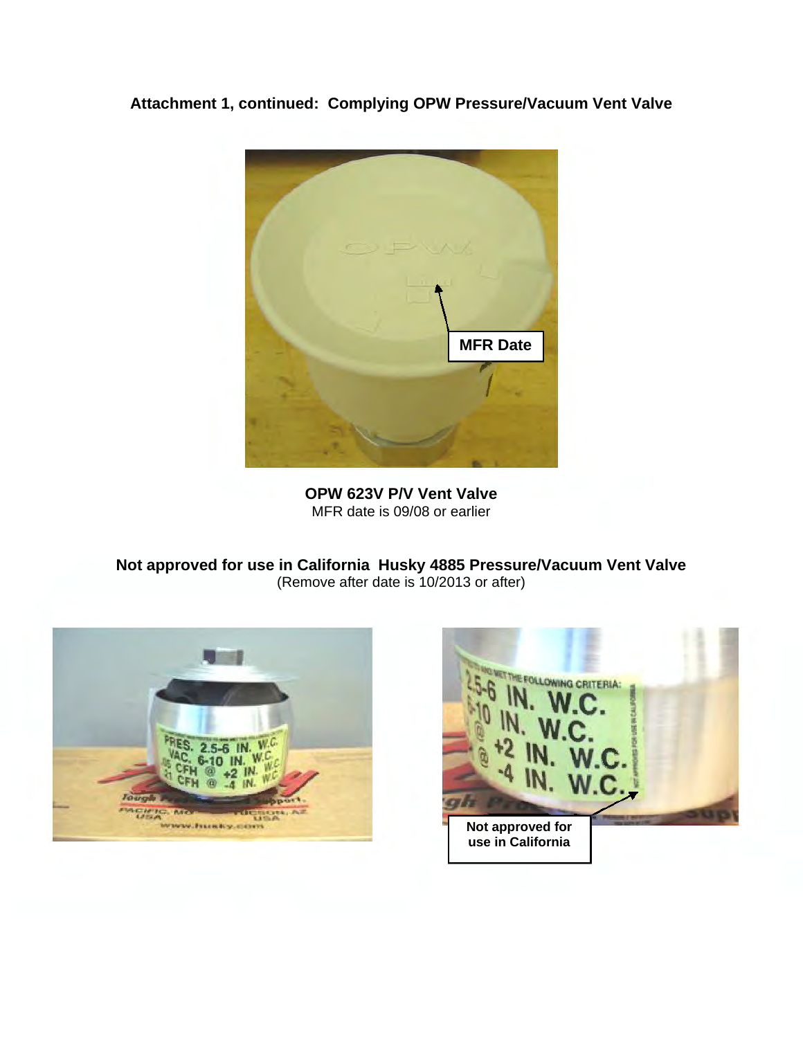**Attachment 1, continued: Complying OPW Pressure/Vacuum Vent Valve**

**OPW 623V P/V Vent Valve**
MFR date is 09/08 or earlier

**Not approved for use in California Husky 4885 Pressure/Vacuum Vent Valve**
(Remove after date is 10/2013 or after)